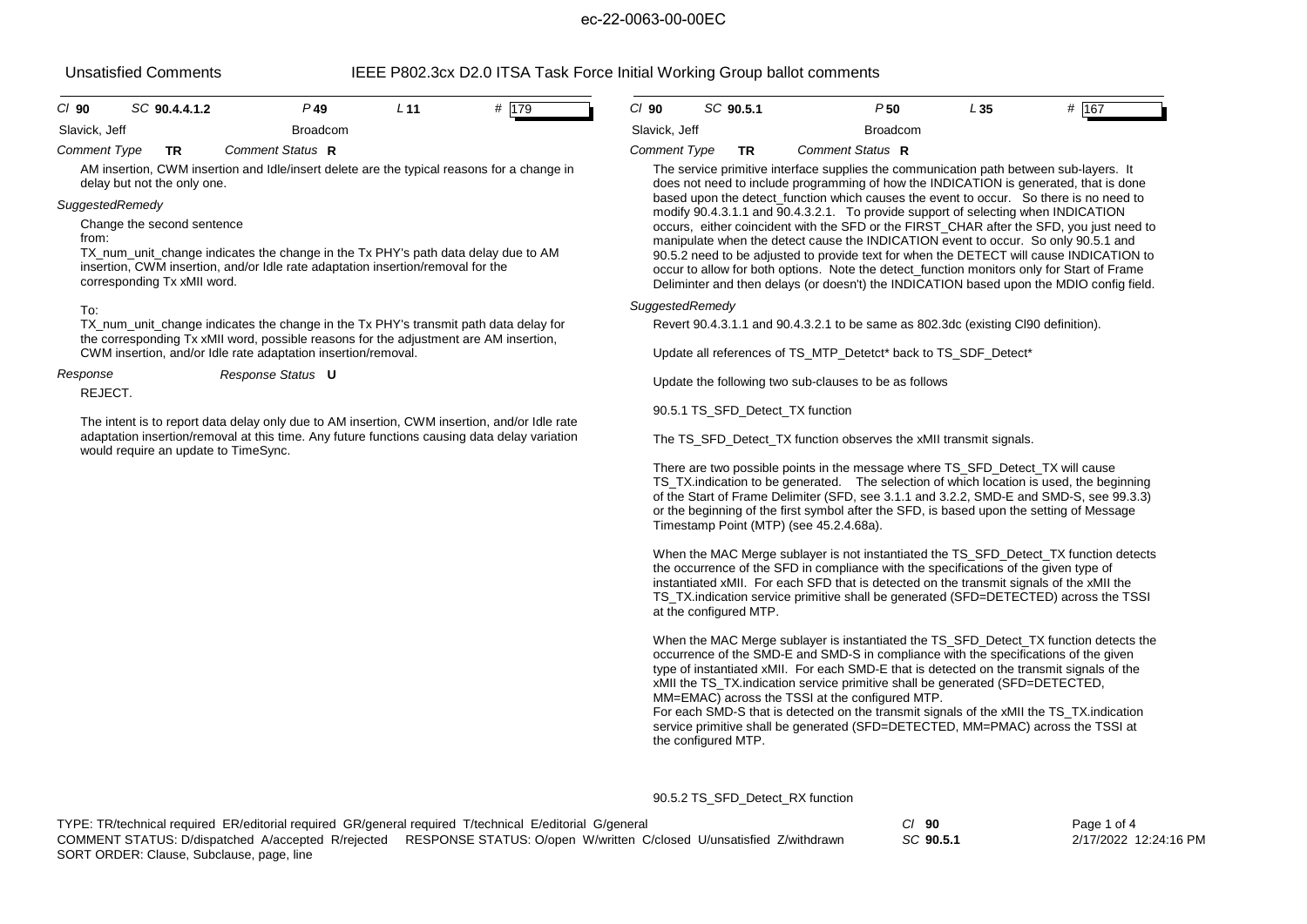ec-22-0063-00-00EC

Unsatisfied Comments

IEEE P802.3cx D2.0 ITSA Task Force Initial Working Group ballot comments

| Cl 90 | SC 90.4.4.1.2 | P 49 | L 11 | # 179 |
|---|---|---|---|---|

Slavick, Jeff — Broadcom

*Comment Type* **TR** *Comment Status* **R**

AM insertion, CWM insertion and Idle/insert delete are the typical reasons for a change in delay but not the only one.

*SuggestedRemedy*

Change the second sentence
from:
TX_num_unit_change indicates the change in the Tx PHY's path data delay due to AM insertion, CWM insertion, and/or Idle rate adaptation insertion/removal for the corresponding Tx xMII word.

To:
TX_num_unit_change indicates the change in the Tx PHY's transmit path data delay for the corresponding Tx xMII word, possible reasons for the adjustment are AM insertion, CWM insertion, and/or Idle rate adaptation insertion/removal.

*Response* *Response Status* **U**

REJECT.

The intent is to report data delay only due to AM insertion, CWM insertion, and/or Idle rate adaptation insertion/removal at this time. Any future functions causing data delay variation would require an update to TimeSync.

| Cl 90 | SC 90.5.1 | P 50 | L 35 | # 167 |
|---|---|---|---|---|

Slavick, Jeff — Broadcom

*Comment Type* **TR** *Comment Status* **R**

The service primitive interface supplies the communication path between sub-layers. It does not need to include programming of how the INDICATION is generated, that is done based upon the detect_function which causes the event to occur. So there is no need to modify 90.4.3.1.1 and 90.4.3.2.1. To provide support of selecting when INDICATION occurs, either coincident with the SFD or the FIRST_CHAR after the SFD, you just need to manipulate when the detect cause the INDICATION event to occur. So only 90.5.1 and 90.5.2 need to be adjusted to provide text for when the DETECT will cause INDICATION to occur to allow for both options. Note the detect_function monitors only for Start of Frame Deliminter and then delays (or doesn't) the INDICATION based upon the MDIO config field.

*SuggestedRemedy*

Revert 90.4.3.1.1 and 90.4.3.2.1 to be same as 802.3dc (existing Cl90 definition).

Update all references of TS_MTP_Detetct* back to TS_SDF_Detect*

Update the following two sub-clauses to be as follows

90.5.1 TS_SFD_Detect_TX function

The TS_SFD_Detect_TX function observes the xMII transmit signals.

There are two possible points in the message where TS_SFD_Detect_TX will cause TS_TX.indication to be generated. The selection of which location is used, the beginning of the Start of Frame Delimiter (SFD, see 3.1.1 and 3.2.2, SMD-E and SMD-S, see 99.3.3) or the beginning of the first symbol after the SFD, is based upon the setting of Message Timestamp Point (MTP) (see 45.2.4.68a).

When the MAC Merge sublayer is not instantiated the TS_SFD_Detect_TX function detects the occurrence of the SFD in compliance with the specifications of the given type of instantiated xMII. For each SFD that is detected on the transmit signals of the xMII the TS_TX.indication service primitive shall be generated (SFD=DETECTED) across the TSSI at the configured MTP.

When the MAC Merge sublayer is instantiated the TS_SFD_Detect_TX function detects the occurrence of the SMD-E and SMD-S in compliance with the specifications of the given type of instantiated xMII. For each SMD-E that is detected on the transmit signals of the xMII the TS_TX.indication service primitive shall be generated (SFD=DETECTED, MM=EMAC) across the TSSI at the configured MTP.
For each SMD-S that is detected on the transmit signals of the xMII the TS_TX.indication service primitive shall be generated (SFD=DETECTED, MM=PMAC) across the TSSI at the configured MTP.

90.5.2 TS_SFD_Detect_RX function

TYPE: TR/technical required ER/editorial required GR/general required T/technical E/editorial G/general
COMMENT STATUS: D/dispatched A/accepted R/rejected RESPONSE STATUS: O/open W/written C/closed U/unsatisfied Z/withdrawn
SORT ORDER: Clause, Subclause, page, line

Cl 90 SC 90.5.1 — 2/17/2022 12:24:16 PM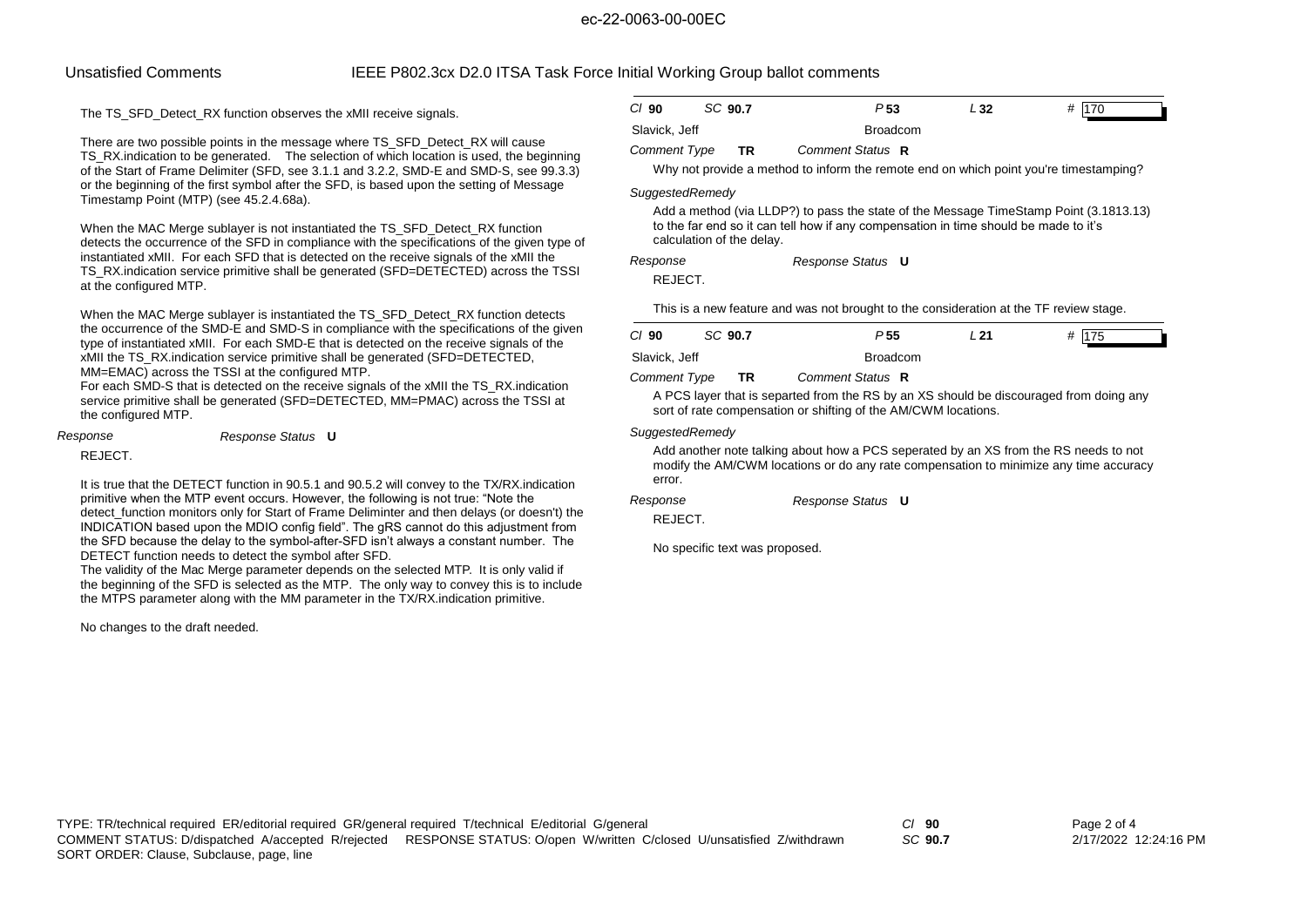The TS_SFD_Detect_RX function observes the xMII receive signals.

There are two possible points in the message where TS_SFD_Detect_RX will cause TS_RX.indication to be generated. The selection of which location is used, the beginning of the Start of Frame Delimiter (SFD, see 3.1.1 and 3.2.2, SMD-E and SMD-S, see 99.3.3) or the beginning of the first symbol after the SFD, is based upon the setting of Message Timestamp Point (MTP) (see 45.2.4.68a).

When the MAC Merge sublayer is not instantiated the TS_SFD_Detect_RX function detects the occurrence of the SFD in compliance with the specifications of the given type of instantiated xMII. For each SFD that is detected on the receive signals of the xMII the TS_RX.indication service primitive shall be generated (SFD=DETECTED) across the TSSI at the configured MTP.

When the MAC Merge sublayer is instantiated the TS_SFD_Detect_RX function detects the occurrence of the SMD-E and SMD-S in compliance with the specifications of the given type of instantiated xMII. For each SMD-E that is detected on the receive signals of the xMII the TS_RX.indication service primitive shall be generated (SFD=DETECTED, MM=EMAC) across the TSSI at the configured MTP.
For each SMD-S that is detected on the receive signals of the xMII the TS_RX.indication service primitive shall be generated (SFD=DETECTED, MM=PMAC) across the TSSI at the configured MTP.

*Response* *Response Status* **U**

REJECT.

It is true that the DETECT function in 90.5.1 and 90.5.2 will convey to the TX/RX.indication primitive when the MTP event occurs. However, the following is not true: "Note the detect_function monitors only for Start of Frame Deliminter and then delays (or doesn't) the INDICATION based upon the MDIO config field". The gRS cannot do this adjustment from the SFD because the delay to the symbol-after-SFD isn't always a constant number. The DETECT function needs to detect the symbol after SFD.
The validity of the Mac Merge parameter depends on the selected MTP. It is only valid if the beginning of the SFD is selected as the MTP. The only way to convey this is to include the MTPS parameter along with the MM parameter in the TX/RX.indication primitive.

No changes to the draft needed.

---

*Cl* **90** *SC* **90.7** *P* **53** *L* **32** # 170

Slavick, Jeff — Broadcom

*Comment Type* **TR** *Comment Status* **R**

Why not provide a method to inform the remote end on which point you're timestamping?

*SuggestedRemedy*

Add a method (via LLDP?) to pass the state of the Message TimeStamp Point (3.1813.13) to the far end so it can tell how if any compensation in time should be made to it's calculation of the delay.

*Response* *Response Status* **U**

REJECT.

This is a new feature and was not brought to the consideration at the TF review stage.

---

*Cl* **90** *SC* **90.7** *P* **55** *L* **21** # 175

Slavick, Jeff — Broadcom

*Comment Type* **TR** *Comment Status* **R**

A PCS layer that is separted from the RS by an XS should be discouraged from doing any sort of rate compensation or shifting of the AM/CWM locations.

*SuggestedRemedy*

Add another note talking about how a PCS seperated by an XS from the RS needs to not modify the AM/CWM locations or do any rate compensation to minimize any time accuracy error.

*Response* *Response Status* **U**

REJECT.

No specific text was proposed.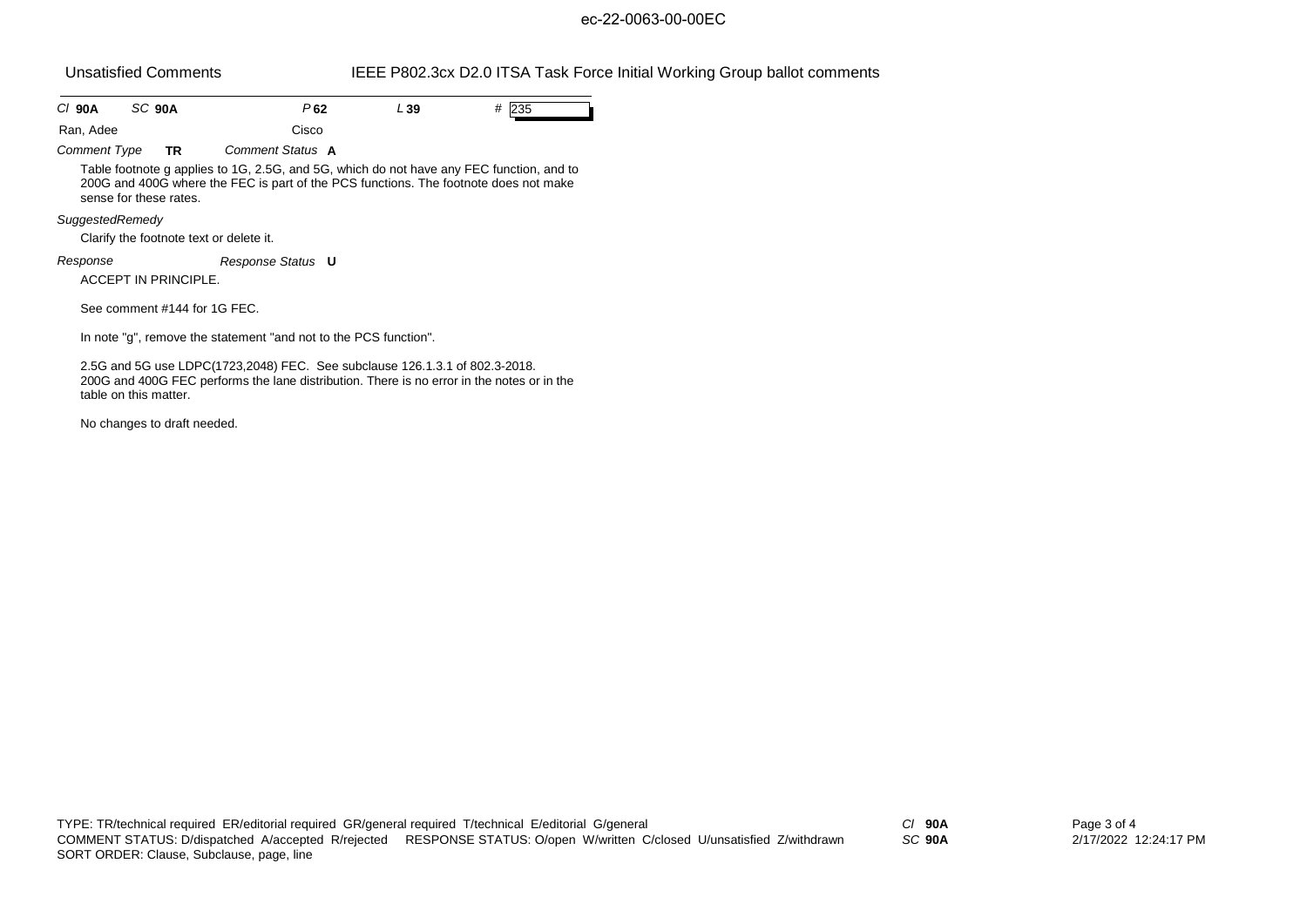ec-22-0063-00-00EC

**Unsatisfied Comments** — IEEE P802.3cx D2.0 ITSA Task Force Initial Working Group ballot comments

| *Cl* **90A** | *SC* **90A** | *P* **62** | *L* **39** | # 235 |
|---|---|---|---|---|

Ran, Adee — Cisco

*Comment Type* **TR** — *Comment Status* **A**

Table footnote g applies to 1G, 2.5G, and 5G, which do not have any FEC function, and to 200G and 400G where the FEC is part of the PCS functions. The footnote does not make sense for these rates.

*SuggestedRemedy*

Clarify the footnote text or delete it.

*Response* — *Response Status* **U**

ACCEPT IN PRINCIPLE.

See comment #144 for 1G FEC.

In note "g", remove the statement "and not to the PCS function".

2.5G and 5G use LDPC(1723,2048) FEC. See subclause 126.1.3.1 of 802.3-2018.
200G and 400G FEC performs the lane distribution. There is no error in the notes or in the table on this matter.

No changes to draft needed.

TYPE: TR/technical required ER/editorial required GR/general required T/technical E/editorial G/general
COMMENT STATUS: D/dispatched A/accepted R/rejected RESPONSE STATUS: O/open W/written C/closed U/unsatisfied Z/withdrawn
SORT ORDER: Clause, Subclause, page, line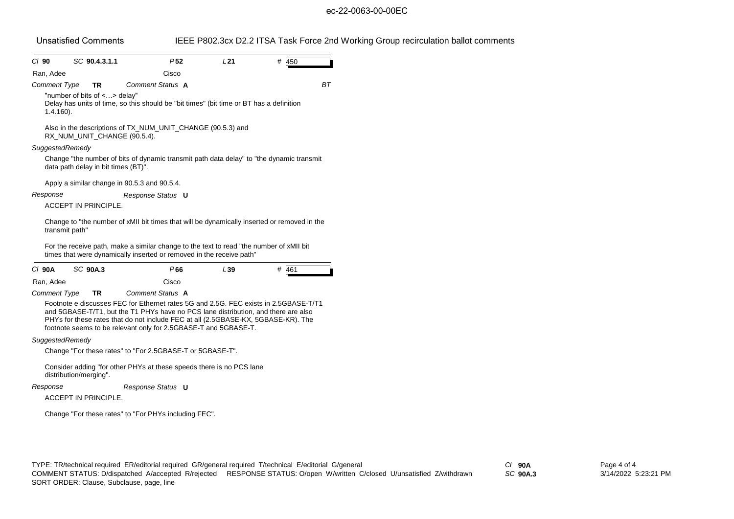Unsatisfied Comments

IEEE P802.3cx D2.2 ITSA Task Force 2nd Working Group recirculation ballot comments

---

**Cl** **90** **SC** **90.4.3.1.1** **P** **52** **L** **21** **#** 450

Ran, Adee — Cisco

*Comment Type* **TR** *Comment Status* **A** BT

"number of bits of <…> delay"
Delay has units of time, so this should be "bit times" (bit time or BT has a definition 1.4.160).

Also in the descriptions of TX_NUM_UNIT_CHANGE (90.5.3) and RX_NUM_UNIT_CHANGE (90.5.4).

*SuggestedRemedy*

Change "the number of bits of dynamic transmit path data delay" to "the dynamic transmit data path delay in bit times (BT)".

Apply a similar change in 90.5.3 and 90.5.4.

*Response* *Response Status* **U**

ACCEPT IN PRINCIPLE.

Change to "the number of xMII bit times that will be dynamically inserted or removed in the transmit path"

For the receive path, make a similar change to the text to read "the number of xMII bit times that were dynamically inserted or removed in the receive path"

---

**Cl** **90A** **SC** **90A.3** **P** **66** **L** **39** **#** 461

Ran, Adee — Cisco

*Comment Type* **TR** *Comment Status* **A**

Footnote e discusses FEC for Ethernet rates 5G and 2.5G. FEC exists in 2.5GBASE-T/T1 and 5GBASE-T/T1, but the T1 PHYs have no PCS lane distribution, and there are also PHYs for these rates that do not include FEC at all (2.5GBASE-KX, 5GBASE-KR). The footnote seems to be relevant only for 2.5GBASE-T and 5GBASE-T.

*SuggestedRemedy*

Change "For these rates" to "For 2.5GBASE-T or 5GBASE-T".

Consider adding "for other PHYs at these speeds there is no PCS lane distribution/merging".

*Response* *Response Status* **U**

ACCEPT IN PRINCIPLE.

Change "For these rates" to "For PHYs including FEC".

---

TYPE: TR/technical required ER/editorial required GR/general required T/technical E/editorial G/general
COMMENT STATUS: D/dispatched A/accepted R/rejected RESPONSE STATUS: O/open W/written C/closed U/unsatisfied Z/withdrawn
SORT ORDER: Clause, Subclause, page, line